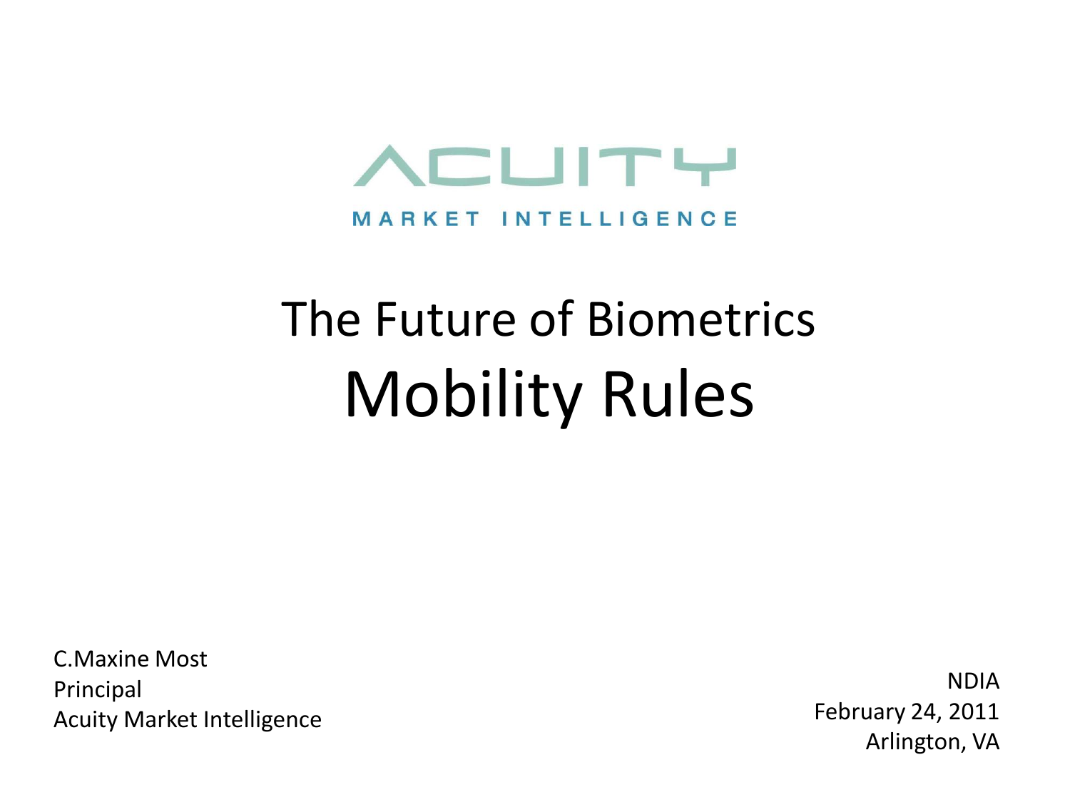ACUITY

MARKET INTELLIGENCE

# The Future of Biometrics

# Mobility Rules

C.Maxine Most
Principal
Acuity Market Intelligence

NDIA
February 24, 2011
Arlington, VA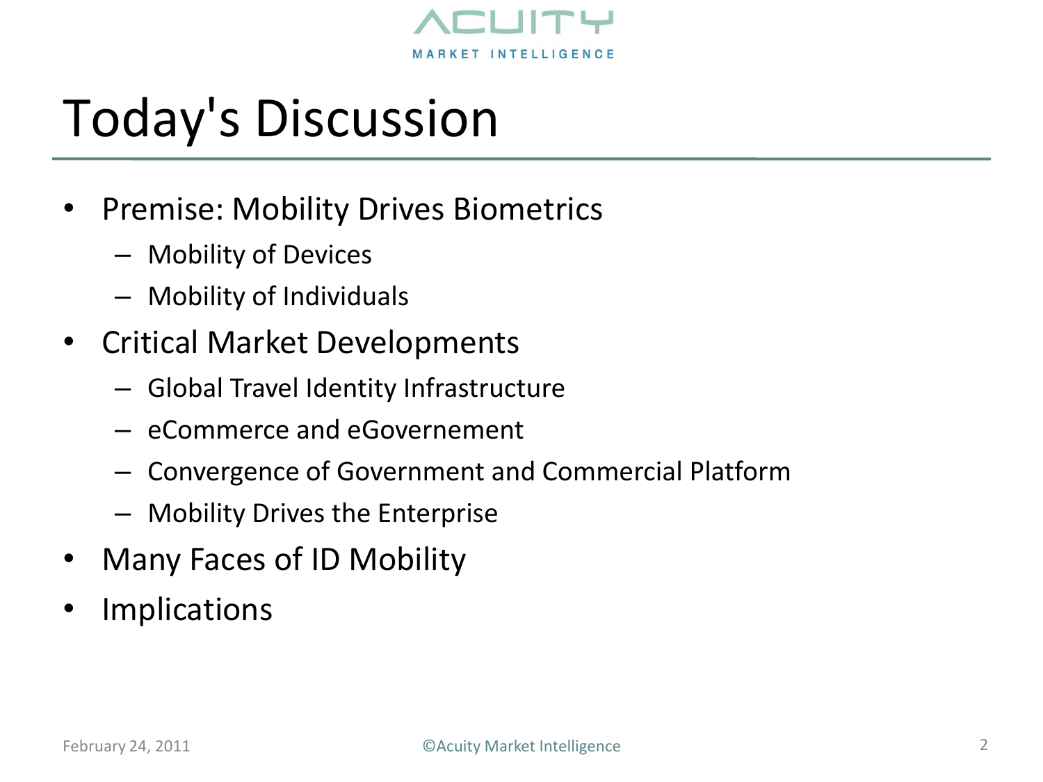# Today's Discussion

- Premise: Mobility Drives Biometrics
  - Mobility of Devices
  - Mobility of Individuals
- Critical Market Developments
  - Global Travel Identity Infrastructure
  - eCommerce and eGovernement
  - Convergence of Government and Commercial Platform
  - Mobility Drives the Enterprise
- Many Faces of ID Mobility
- Implications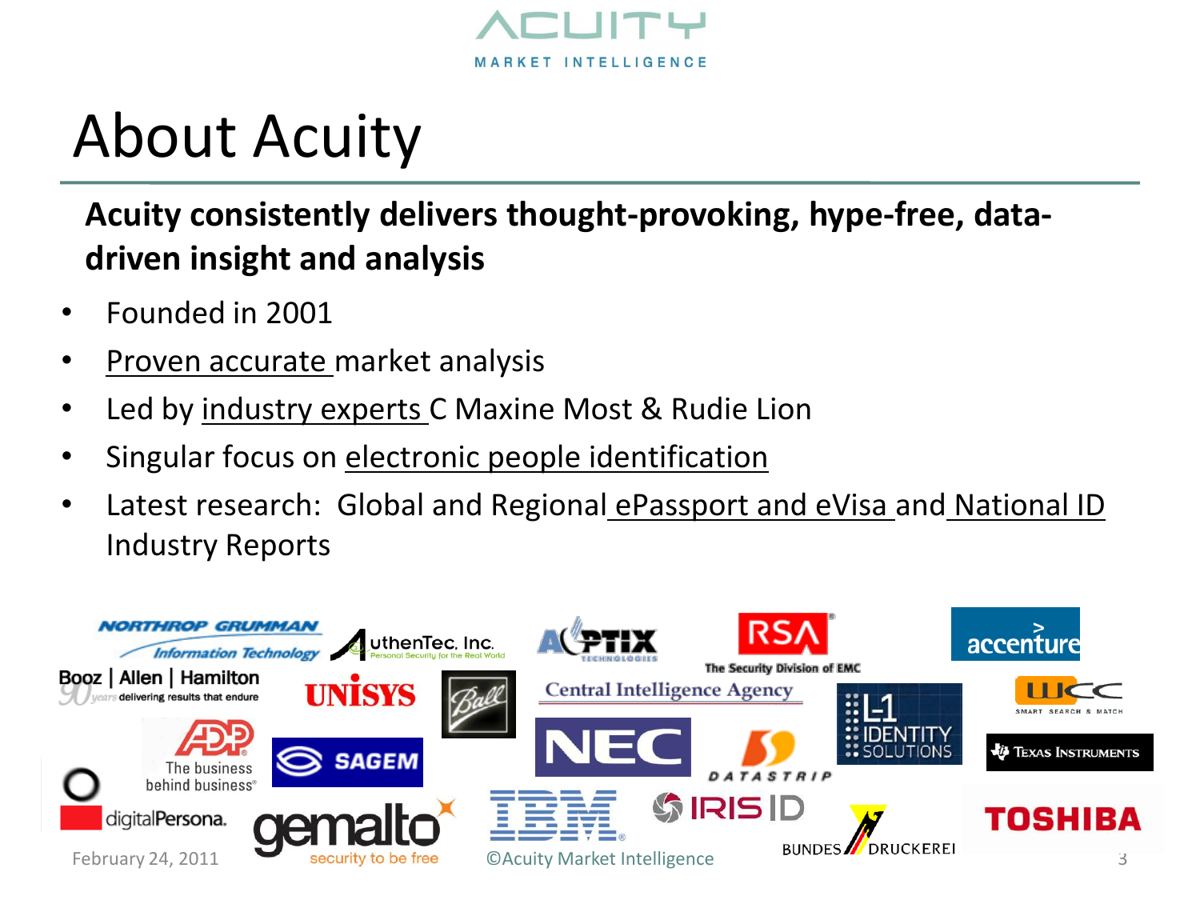# About Acuity

**Acuity consistently delivers thought-provoking, hype-free, data-driven insight and analysis**

- Founded in 2001
- Proven accurate market analysis
- Led by industry experts C Maxine Most & Rudie Lion
- Singular focus on electronic people identification
- Latest research: Global and Regional ePassport and eVisa and National ID Industry Reports

February 24, 2011

©Acuity Market Intelligence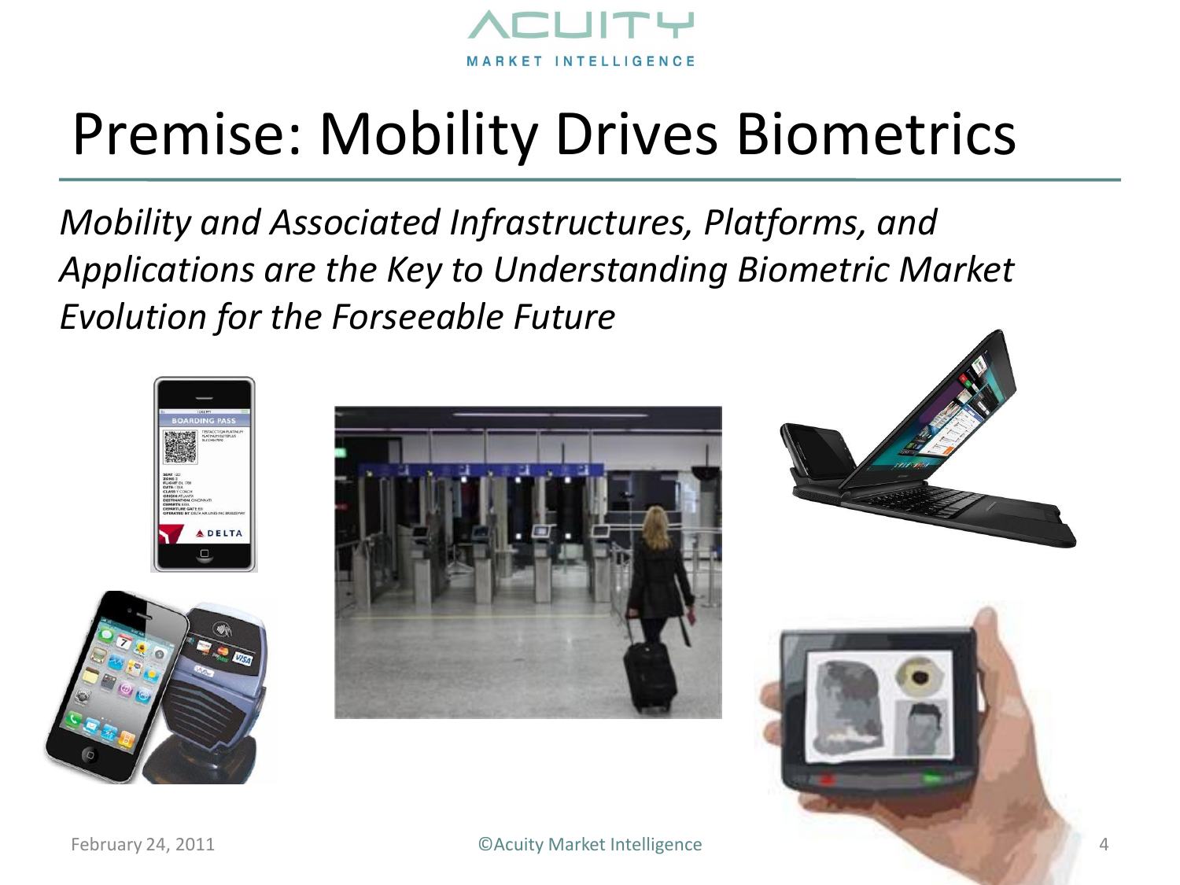# Premise: Mobility Drives Biometrics

*Mobility and Associated Infrastructures, Platforms, and Applications are the Key to Understanding Biometric Market Evolution for the Forseeable Future*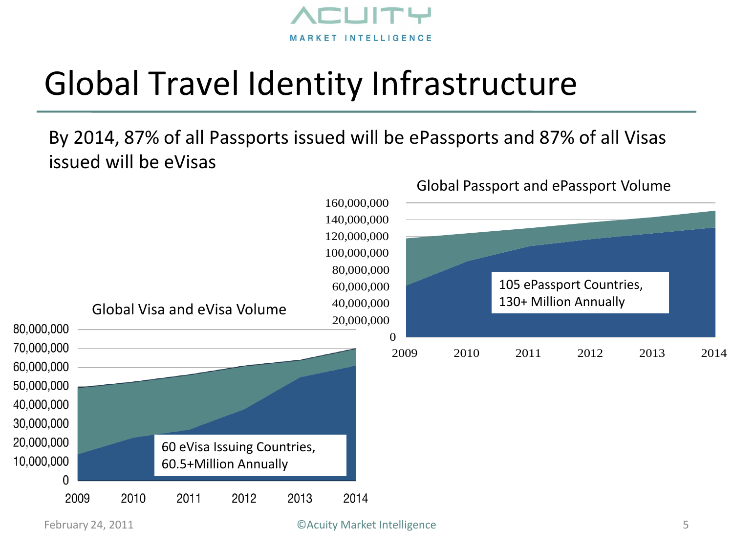# Global Travel Identity Infrastructure

By 2014, 87% of all Passports issued will be ePassports and 87% of all Visas issued will be eVisas

Global Passport and ePassport Volume

160,000,000
140,000,000
120,000,000
100,000,000
80,000,000
60,000,000
40,000,000
20,000,000
0

2009 2010 2011 2012 2013 2014

105 ePassport Countries, 130+ Million Annually

Global Visa and eVisa Volume

80,000,000
70,000,000
60,000,000
50,000,000
40,000,000
30,000,000
20,000,000
10,000,000
0

2009 2010 2011 2012 2013 2014

60 eVisa Issuing Countries, 60.5+Million Annually

February 24, 2011

©Acuity Market Intelligence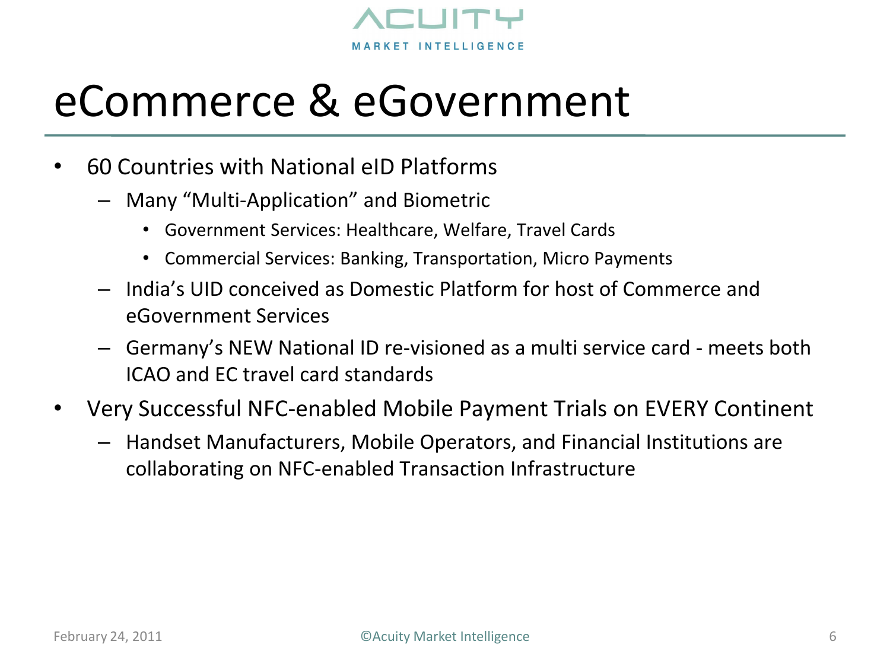# eCommerce & eGovernment

- 60 Countries with National eID Platforms
  - Many “Multi-Application” and Biometric
    - Government Services: Healthcare, Welfare, Travel Cards
    - Commercial Services: Banking, Transportation, Micro Payments
  - India’s UID conceived as Domestic Platform for host of Commerce and eGovernment Services
  - Germany’s NEW National ID re-visioned as a multi service card - meets both ICAO and EC travel card standards
- Very Successful NFC-enabled Mobile Payment Trials on EVERY Continent
  - Handset Manufacturers, Mobile Operators, and Financial Institutions are collaborating on NFC-enabled Transaction Infrastructure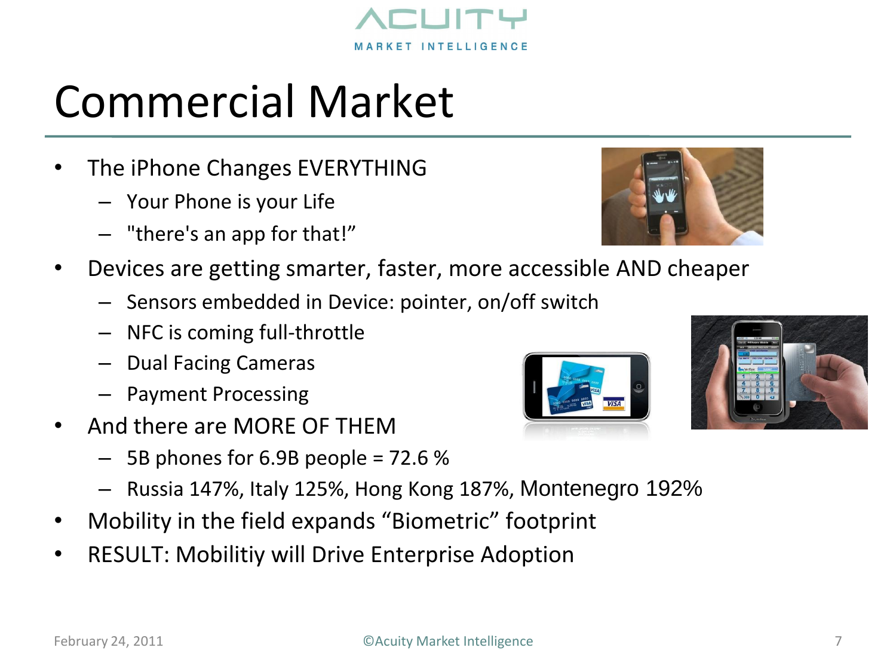# Commercial Market

- The iPhone Changes EVERYTHING
  - Your Phone is your Life
  - "there's an app for that!"
- Devices are getting smarter, faster, more accessible AND cheaper
  - Sensors embedded in Device: pointer, on/off switch
  - NFC is coming full-throttle
  - Dual Facing Cameras
  - Payment Processing
- And there are MORE OF THEM
  - 5B phones for 6.9B people = 72.6 %
  - Russia 147%, Italy 125%, Hong Kong 187%, Montenegro 192%
- Mobility in the field expands "Biometric" footprint
- RESULT: Mobilitiy will Drive Enterprise Adoption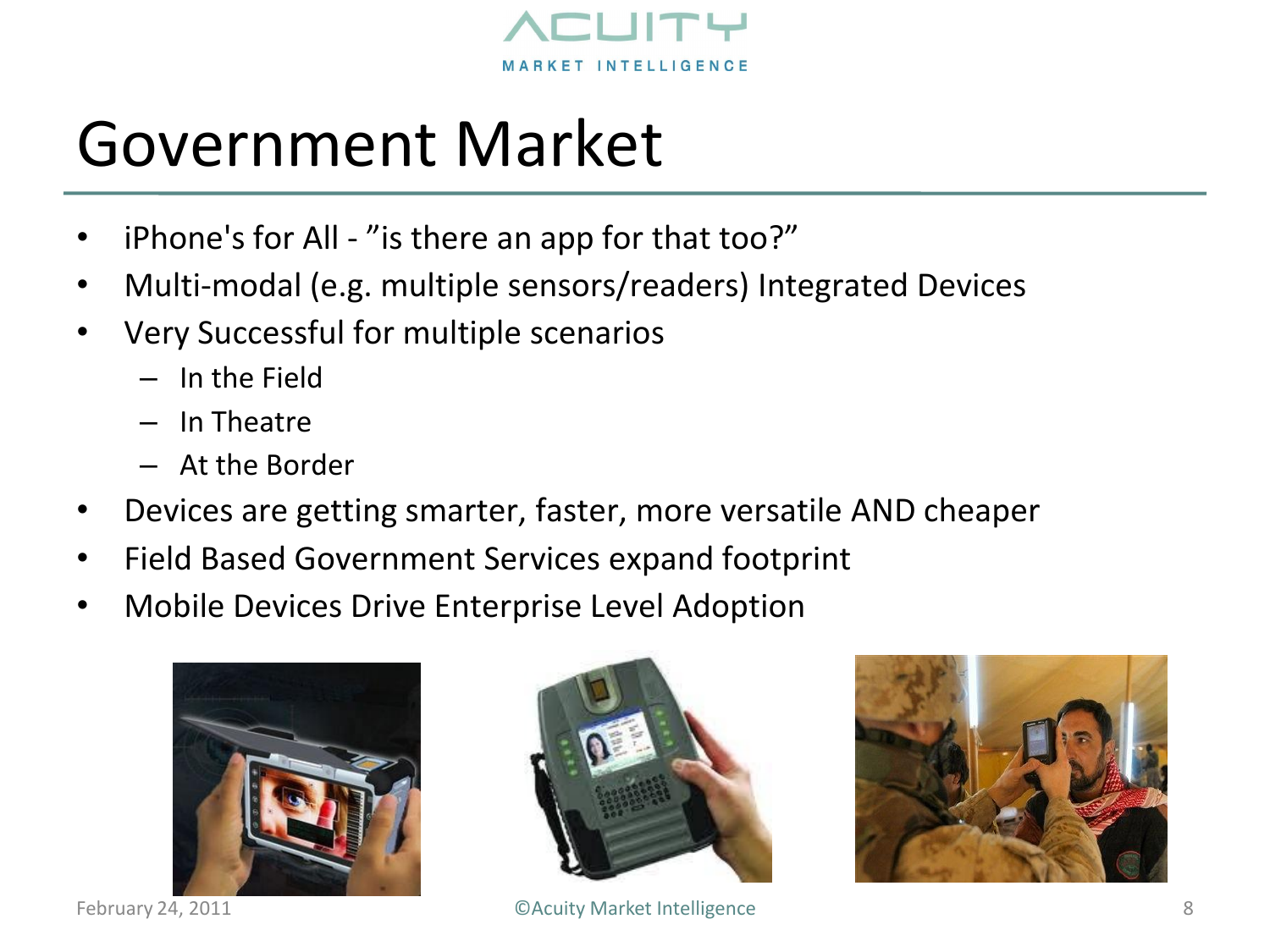# Government Market

- iPhone's for All - "is there an app for that too?"
- Multi-modal (e.g. multiple sensors/readers) Integrated Devices
- Very Successful for multiple scenarios
  - In the Field
  - In Theatre
  - At the Border
- Devices are getting smarter, faster, more versatile AND cheaper
- Field Based Government Services expand footprint
- Mobile Devices Drive Enterprise Level Adoption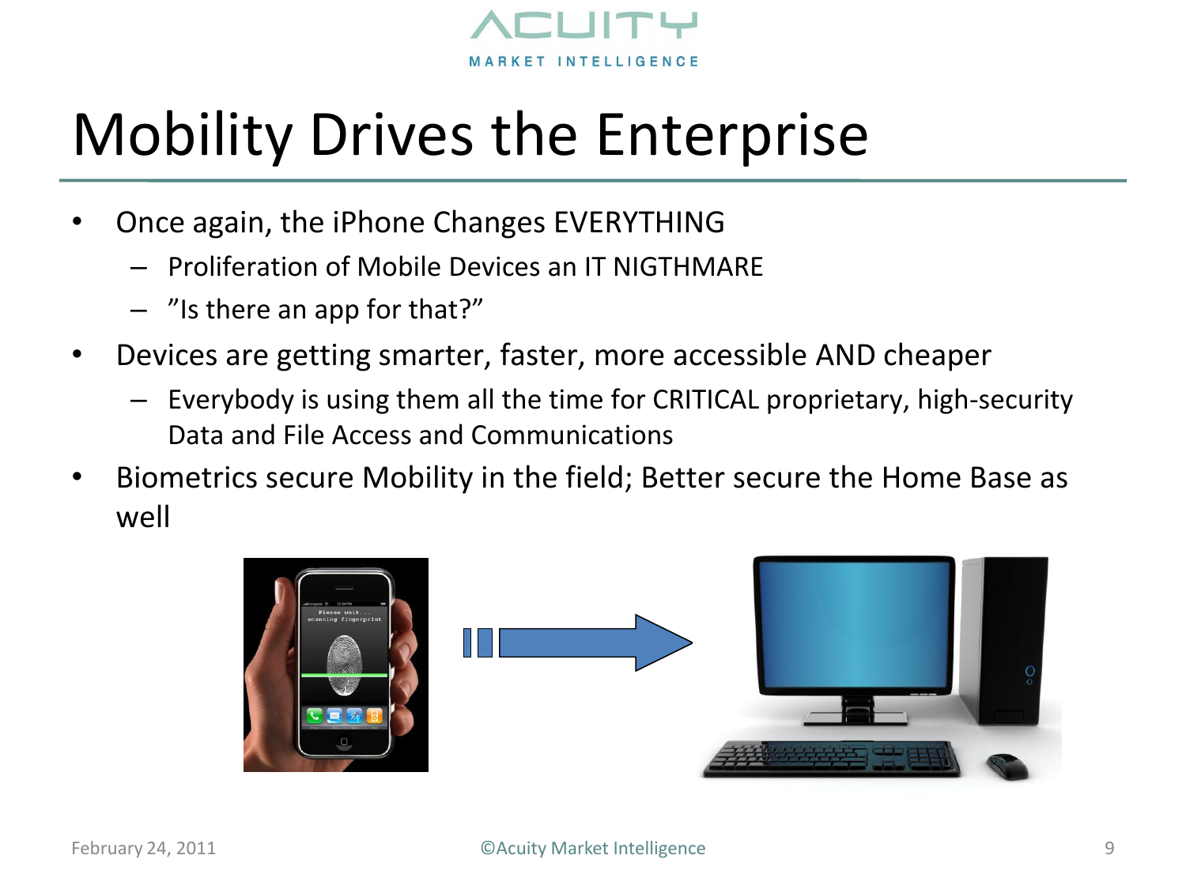# Mobility Drives the Enterprise

- Once again, the iPhone Changes EVERYTHING
  - Proliferation of Mobile Devices an IT NIGTHMARE
  - ”Is there an app for that?”
- Devices are getting smarter, faster, more accessible AND cheaper
  - Everybody is using them all the time for CRITICAL proprietary, high-security Data and File Access and Communications
- Biometrics secure Mobility in the field; Better secure the Home Base as well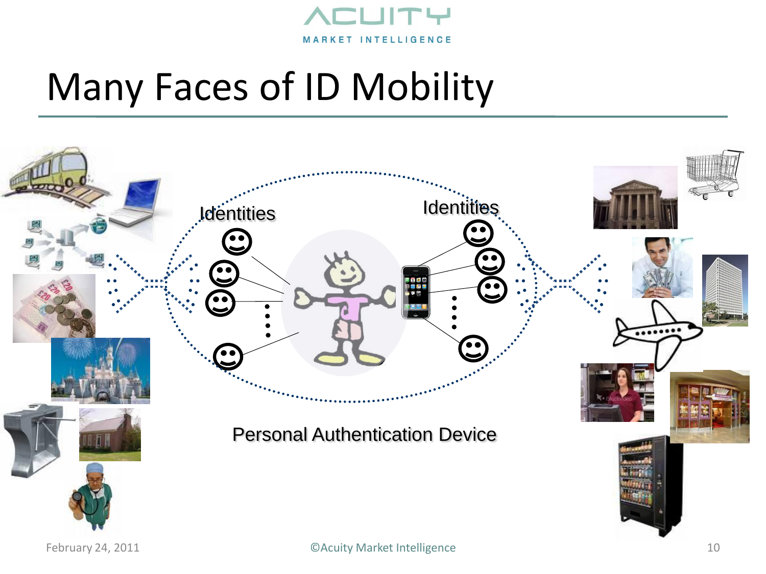# Many Faces of ID Mobility

Identities

Identities

Personal Authentication Device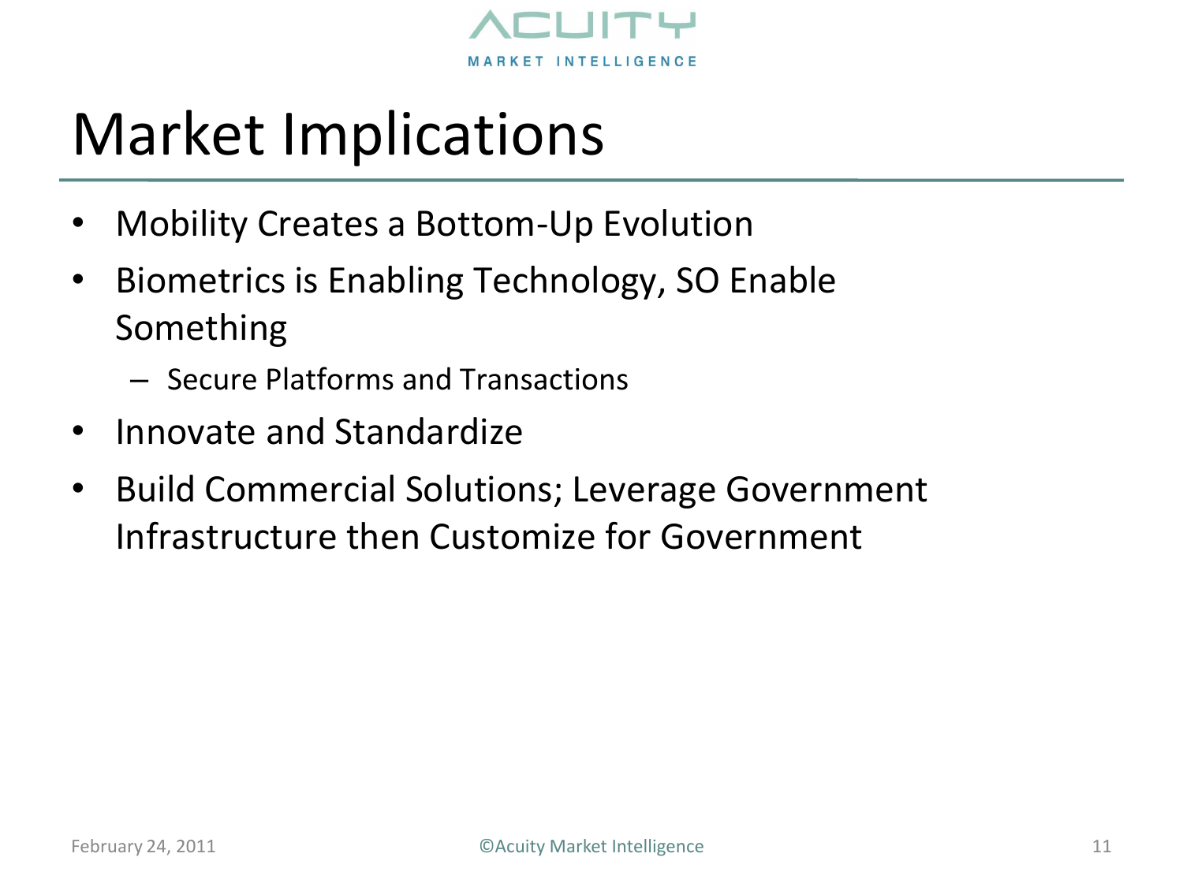# Market Implications

- Mobility Creates a Bottom-Up Evolution
- Biometrics is Enabling Technology, SO Enable Something
  - Secure Platforms and Transactions
- Innovate and Standardize
- Build Commercial Solutions; Leverage Government Infrastructure then Customize for Government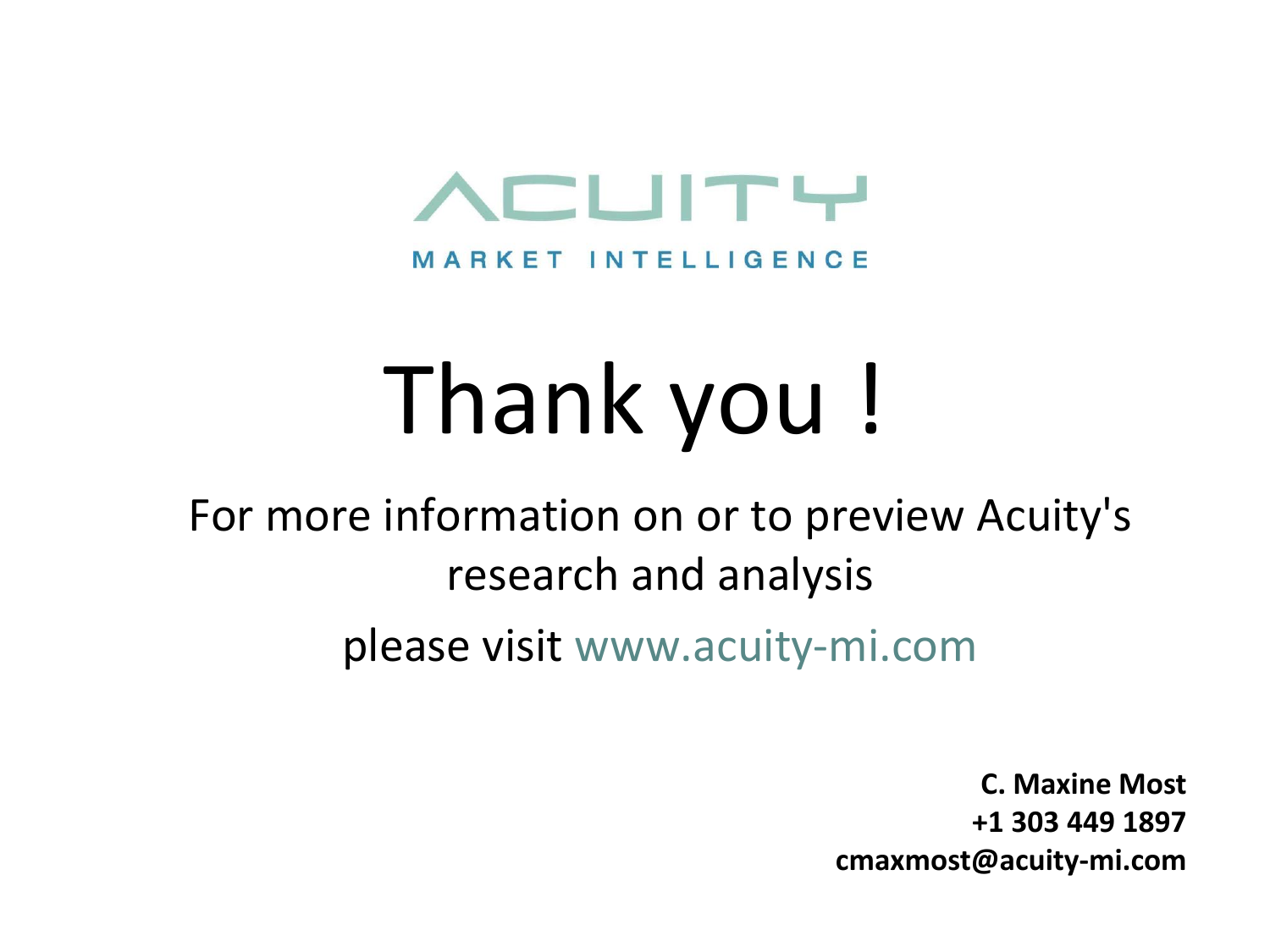ACUITY

MARKET INTELLIGENCE

# Thank you !

For more information on or to preview Acuity's research and analysis

please visit www.acuity-mi.com

**C. Maxine Most**
**+1 303 449 1897**
**cmaxmost@acuity-mi.com**